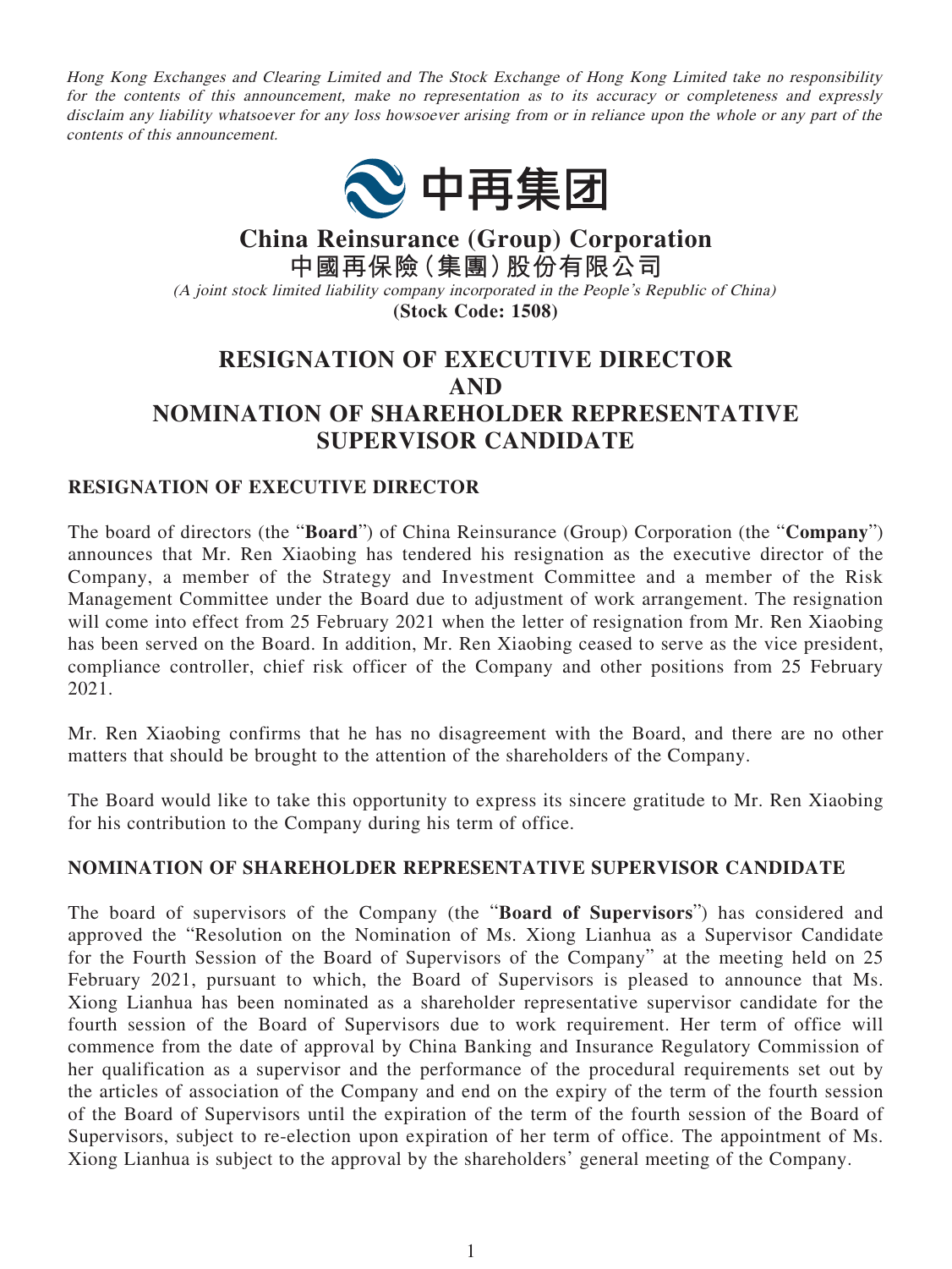*Hong Kong Exchanges and Clearing Limited and The Stock Exchange of Hong Kong Limited take no responsibility for the contents of this announcement, make no representation as to its accuracy or completeness and expressly disclaim any liability whatsoever for any loss howsoever arising from or in reliance upon the whole or any part of the contents of this announcement.*

中再集团

# China Reinsurance (Group) Corporation
# 中國再保險(集團)股份有限公司

*(A joint stock limited liability company incorporated in the People's Republic of China)*

**(Stock Code: 1508)**

# RESIGNATION OF EXECUTIVE DIRECTOR AND NOMINATION OF SHAREHOLDER REPRESENTATIVE SUPERVISOR CANDIDATE

## RESIGNATION OF EXECUTIVE DIRECTOR

The board of directors (the "**Board**") of China Reinsurance (Group) Corporation (the "**Company**") announces that Mr. Ren Xiaobing has tendered his resignation as the executive director of the Company, a member of the Strategy and Investment Committee and a member of the Risk Management Committee under the Board due to adjustment of work arrangement. The resignation will come into effect from 25 February 2021 when the letter of resignation from Mr. Ren Xiaobing has been served on the Board. In addition, Mr. Ren Xiaobing ceased to serve as the vice president, compliance controller, chief risk officer of the Company and other positions from 25 February 2021.

Mr. Ren Xiaobing confirms that he has no disagreement with the Board, and there are no other matters that should be brought to the attention of the shareholders of the Company.

The Board would like to take this opportunity to express its sincere gratitude to Mr. Ren Xiaobing for his contribution to the Company during his term of office.

## NOMINATION OF SHAREHOLDER REPRESENTATIVE SUPERVISOR CANDIDATE

The board of supervisors of the Company (the "**Board of Supervisors**") has considered and approved the "Resolution on the Nomination of Ms. Xiong Lianhua as a Supervisor Candidate for the Fourth Session of the Board of Supervisors of the Company" at the meeting held on 25 February 2021, pursuant to which, the Board of Supervisors is pleased to announce that Ms. Xiong Lianhua has been nominated as a shareholder representative supervisor candidate for the fourth session of the Board of Supervisors due to work requirement. Her term of office will commence from the date of approval by China Banking and Insurance Regulatory Commission of her qualification as a supervisor and the performance of the procedural requirements set out by the articles of association of the Company and end on the expiry of the term of the fourth session of the Board of Supervisors until the expiration of the term of the fourth session of the Board of Supervisors, subject to re-election upon expiration of her term of office. The appointment of Ms. Xiong Lianhua is subject to the approval by the shareholders' general meeting of the Company.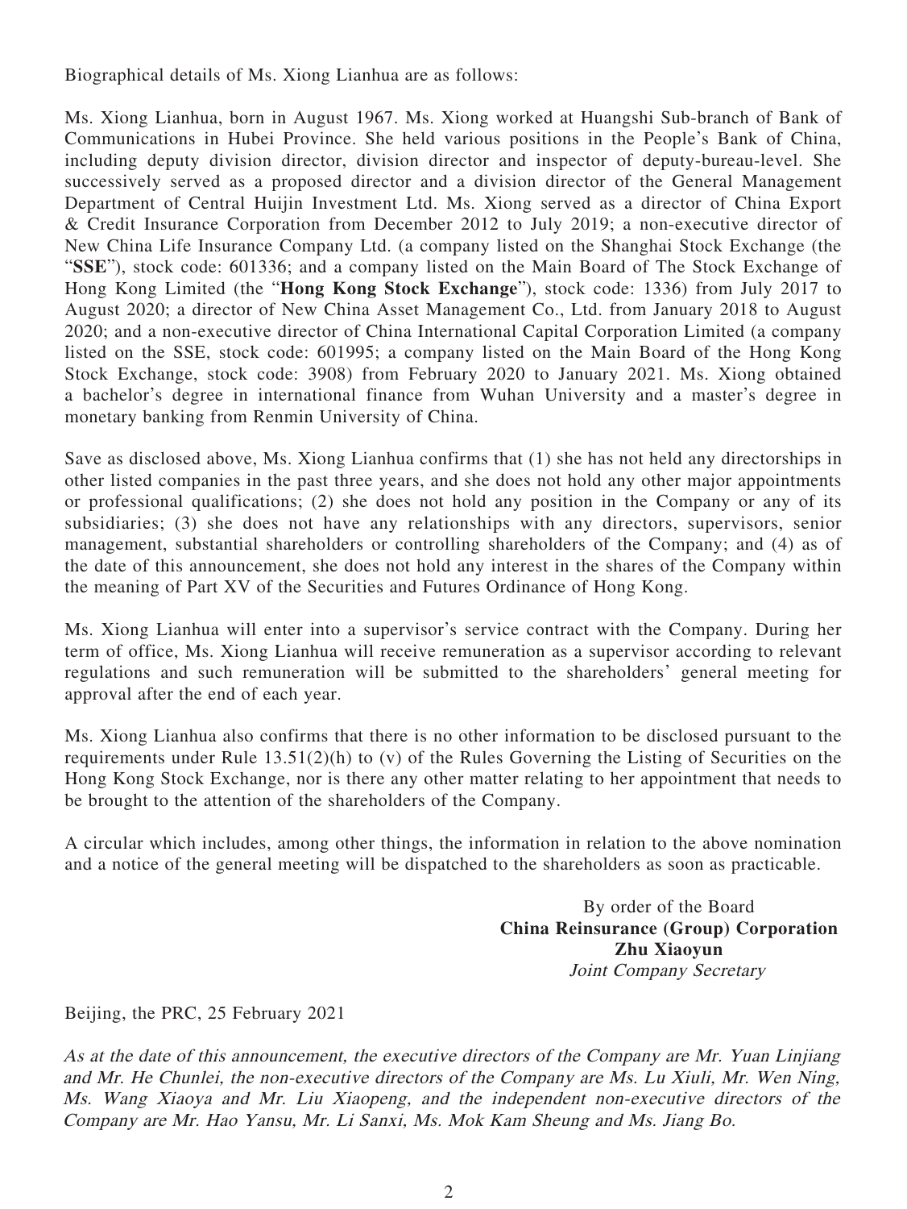Biographical details of Ms. Xiong Lianhua are as follows:

Ms. Xiong Lianhua, born in August 1967. Ms. Xiong worked at Huangshi Sub-branch of Bank of Communications in Hubei Province. She held various positions in the People's Bank of China, including deputy division director, division director and inspector of deputy-bureau-level. She successively served as a proposed director and a division director of the General Management Department of Central Huijin Investment Ltd. Ms. Xiong served as a director of China Export & Credit Insurance Corporation from December 2012 to July 2019; a non-executive director of New China Life Insurance Company Ltd. (a company listed on the Shanghai Stock Exchange (the "**SSE**"), stock code: 601336; and a company listed on the Main Board of The Stock Exchange of Hong Kong Limited (the "**Hong Kong Stock Exchange**"), stock code: 1336) from July 2017 to August 2020; a director of New China Asset Management Co., Ltd. from January 2018 to August 2020; and a non-executive director of China International Capital Corporation Limited (a company listed on the SSE, stock code: 601995; a company listed on the Main Board of the Hong Kong Stock Exchange, stock code: 3908) from February 2020 to January 2021. Ms. Xiong obtained a bachelor's degree in international finance from Wuhan University and a master's degree in monetary banking from Renmin University of China.

Save as disclosed above, Ms. Xiong Lianhua confirms that (1) she has not held any directorships in other listed companies in the past three years, and she does not hold any other major appointments or professional qualifications; (2) she does not hold any position in the Company or any of its subsidiaries; (3) she does not have any relationships with any directors, supervisors, senior management, substantial shareholders or controlling shareholders of the Company; and (4) as of the date of this announcement, she does not hold any interest in the shares of the Company within the meaning of Part XV of the Securities and Futures Ordinance of Hong Kong.

Ms. Xiong Lianhua will enter into a supervisor's service contract with the Company. During her term of office, Ms. Xiong Lianhua will receive remuneration as a supervisor according to relevant regulations and such remuneration will be submitted to the shareholders' general meeting for approval after the end of each year.

Ms. Xiong Lianhua also confirms that there is no other information to be disclosed pursuant to the requirements under Rule 13.51(2)(h) to (v) of the Rules Governing the Listing of Securities on the Hong Kong Stock Exchange, nor is there any other matter relating to her appointment that needs to be brought to the attention of the shareholders of the Company.

A circular which includes, among other things, the information in relation to the above nomination and a notice of the general meeting will be dispatched to the shareholders as soon as practicable.

By order of the Board
**China Reinsurance (Group) Corporation**
**Zhu Xiaoyun**
*Joint Company Secretary*

Beijing, the PRC, 25 February 2021

*As at the date of this announcement, the executive directors of the Company are Mr. Yuan Linjiang and Mr. He Chunlei, the non-executive directors of the Company are Ms. Lu Xiuli, Mr. Wen Ning, Ms. Wang Xiaoya and Mr. Liu Xiaopeng, and the independent non-executive directors of the Company are Mr. Hao Yansu, Mr. Li Sanxi, Ms. Mok Kam Sheung and Ms. Jiang Bo.*